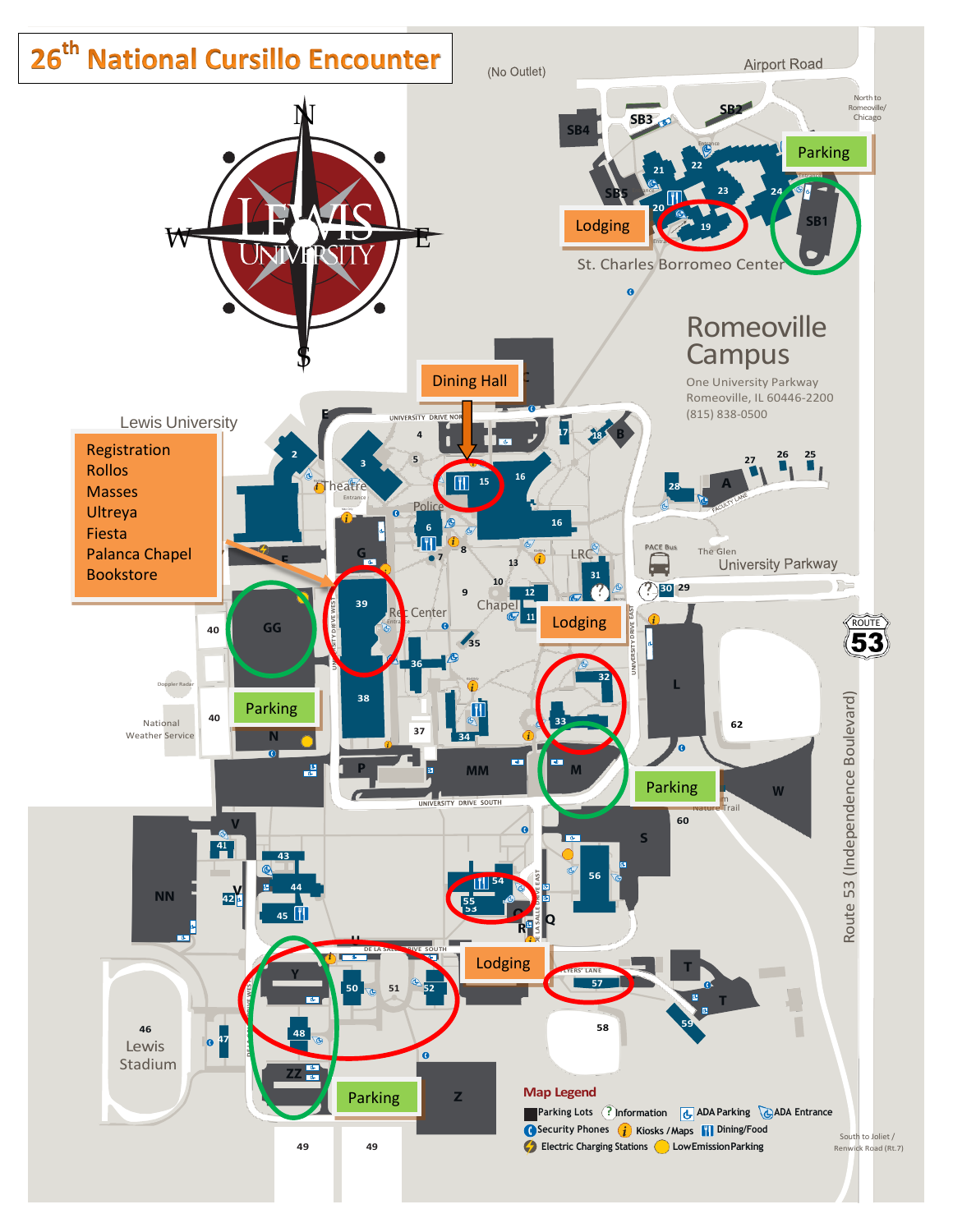# 26th National Cursillo Encounter

Lewis University

Registration
Rollos
Masses
Ultreya
Fiesta
Palanca Chapel
Bookstore

Dining Hall

Lodging

Parking

St. Charles Borromeo Center

Romeoville Campus

One University Parkway
Romeoville, IL 60446-2200
(815) 838-0500

Airport Road

(No Outlet)

North to Romeoville/ Chicago

University Parkway

Route 53 (Independence Boulevard)

South to Joliet / Renwick Road (Rt.7)

Lewis Stadium

National Weather Service

Map Legend

- Parking Lots
- Information
- ADA Parking
- ADA Entrance
- Security Phones
- Kiosks / Maps
- Dining/Food
- Electric Charging Stations
- Low Emission Parking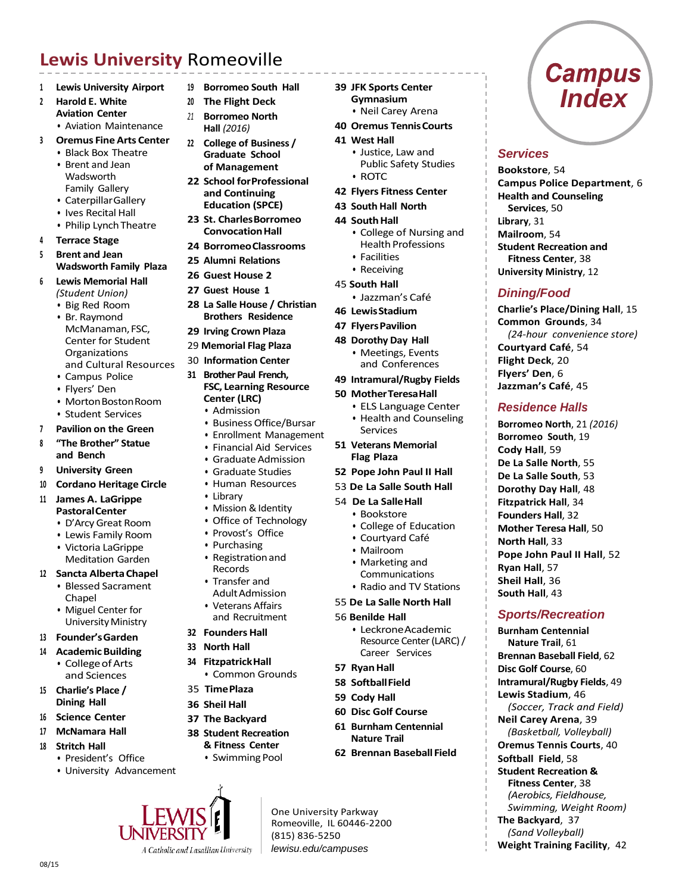# **Lewis University** Romeoville

1 **Lewis University Airport**

2 **Harold E. White Aviation Center**
- Aviation Maintenance

3 **Oremus Fine Arts Center**
- Black Box Theatre
- Brent and Jean Wadsworth Family Gallery
- Caterpillar Gallery
- Ives Recital Hall
- Philip Lynch Theatre

4 **Terrace Stage**

5 **Brent and Jean Wadsworth Family Plaza**

6 **Lewis Memorial Hall** *(Student Union)*
- Big Red Room
- Br. Raymond McManaman, FSC, Center for Student Organizations and Cultural Resources
- Campus Police
- Flyers' Den
- Morton Boston Room
- Student Services

7 **Pavilion on the Green**

8 **"The Brother" Statue and Bench**

9 **University Green**

10 **Cordano Heritage Circle**

11 **James A. LaGrippe Pastoral Center**
- D'Arcy Great Room
- Lewis Family Room
- Victoria LaGrippe Meditation Garden

12 **Sancta Alberta Chapel**
- Blessed Sacrament Chapel
- Miguel Center for University Ministry

13 **Founder's Garden**

14 **Academic Building**
- College of Arts and Sciences

15 **Charlie's Place / Dining Hall**

16 **Science Center**

17 **McNamara Hall**

18 **Stritch Hall**
- President's Office
- University Advancement

19 **Borromeo South Hall**

20 **The Flight Deck**

21 **Borromeo North Hall** *(2016)*

22 **College of Business / Graduate School of Management**

22 **School for Professional and Continuing Education (SPCE)**

23 **St. Charles Borromeo Convocation Hall**

24 **Borromeo Classrooms**

25 **Alumni Relations**

26 **Guest House 2**

27 **Guest House 1**

28 **La Salle House / Christian Brothers Residence**

29 **Irving Crown Plaza**

29 **Memorial Flag Plaza**

30 **Information Center**

31 **Brother Paul French, FSC, Learning Resource Center (LRC)**
- Admission
- Business Office/Bursar
- Enrollment Management
- Financial Aid Services
- Graduate Admission
- Graduate Studies
- Human Resources
- Library
- Mission & Identity
- Office of Technology
- Provost's Office
- Purchasing
- Registration and Records
- Transfer and Adult Admission
- Veterans Affairs and Recruitment

32 **Founders Hall**

33 **North Hall**

34 **Fitzpatrick Hall**
- Common Grounds

35 **Time Plaza**

36 **Sheil Hall**

37 **The Backyard**

38 **Student Recreation & Fitness Center**
- Swimming Pool

39 **JFK Sports Center Gymnasium**
- Neil Carey Arena

40 **Oremus Tennis Courts**

41 **West Hall**
- Justice, Law and Public Safety Studies
- ROTC

42 **Flyers Fitness Center**

43 **South Hall North**

44 **South Hall**
- College of Nursing and Health Professions
- Facilities
- Receiving

45 **South Hall**
- Jazzman's Café

46 **Lewis Stadium**

47 **Flyers Pavilion**

48 **Dorothy Day Hall**
- Meetings, Events and Conferences

49 **Intramural/Rugby Fields**

50 **Mother Teresa Hall**
- ELS Language Center
- Health and Counseling Services

51 **Veterans Memorial Flag Plaza**

52 **Pope John Paul II Hall**

53 **De La Salle South Hall**

54 **De La Salle Hall**
- Bookstore
- College of Education
- Courtyard Café
- Mailroom
- Marketing and Communications
- Radio and TV Stations

55 **De La Salle North Hall**

56 **Benilde Hall**
- Leckrone Academic Resource Center (LARC) / Career Services

57 **Ryan Hall**

58 **Softball Field**

59 **Cody Hall**

60 **Disc Golf Course**

61 **Burnham Centennial Nature Trail**

62 **Brennan Baseball Field**

One University Parkway
Romeoville, IL 60446-2200
(815) 836-5250
*lewisu.edu/campuses*

Lewis University
A Catholic and Lasallian University

08/15

# *Campus Index*

## *Services*

**Bookstore**, 54
**Campus Police Department**, 6
**Health and Counseling Services**, 50
**Library**, 31
**Mailroom**, 54
**Student Recreation and Fitness Center**, 38
**University Ministry**, 12

## *Dining/Food*

**Charlie's Place/Dining Hall**, 15
**Common Grounds**, 34 *(24-hour convenience store)*
**Courtyard Café**, 54
**Flight Deck**, 20
**Flyers' Den**, 6
**Jazzman's Café**, 45

## *Residence Halls*

**Borromeo North**, 21 *(2016)*
**Borromeo South**, 19
**Cody Hall**, 59
**De La Salle North**, 55
**De La Salle South**, 53
**Dorothy Day Hall**, 48
**Fitzpatrick Hall**, 34
**Founders Hall**, 32
**Mother Teresa Hall**, 50
**North Hall**, 33
**Pope John Paul II Hall**, 52
**Ryan Hall**, 57
**Sheil Hall**, 36
**South Hall**, 43

## *Sports/Recreation*

**Burnham Centennial Nature Trail**, 61
**Brennan Baseball Field**, 62
**Disc Golf Course**, 60
**Intramural/Rugby Fields**, 49
**Lewis Stadium**, 46 *(Soccer, Track and Field)*
**Neil Carey Arena**, 39 *(Basketball, Volleyball)*
**Oremus Tennis Courts**, 40
**Softball Field**, 58
**Student Recreation & Fitness Center**, 38 *(Aerobics, Fieldhouse, Swimming, Weight Room)*
**The Backyard**, 37 *(Sand Volleyball)*
**Weight Training Facility**, 42